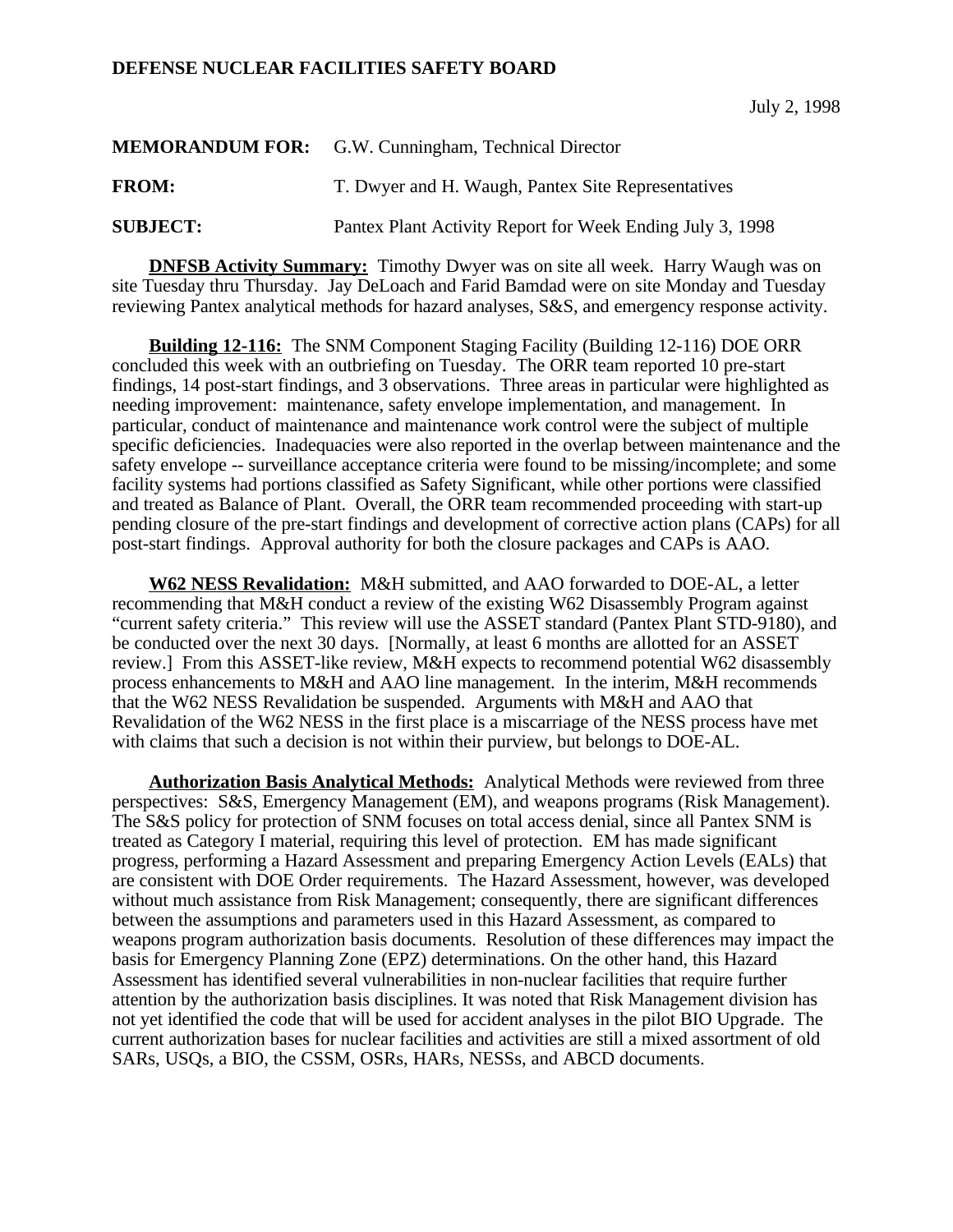**DEFENSE NUCLEAR FACILITIES SAFETY BOARD**

July 2, 1998

**MEMORANDUM FOR:** G.W. Cunningham, Technical Director

**FROM:** T. Dwyer and H. Waugh, Pantex Site Representatives

**SUBJECT:** Pantex Plant Activity Report for Week Ending July 3, 1998

**DNFSB Activity Summary:** Timothy Dwyer was on site all week. Harry Waugh was on site Tuesday thru Thursday. Jay DeLoach and Farid Bamdad were on site Monday and Tuesday reviewing Pantex analytical methods for hazard analyses, S&S, and emergency response activity.

**Building 12-116:** The SNM Component Staging Facility (Building 12-116) DOE ORR concluded this week with an outbriefing on Tuesday. The ORR team reported 10 pre-start findings, 14 post-start findings, and 3 observations. Three areas in particular were highlighted as needing improvement: maintenance, safety envelope implementation, and management. In particular, conduct of maintenance and maintenance work control were the subject of multiple specific deficiencies. Inadequacies were also reported in the overlap between maintenance and the safety envelope -- surveillance acceptance criteria were found to be missing/incomplete; and some facility systems had portions classified as Safety Significant, while other portions were classified and treated as Balance of Plant. Overall, the ORR team recommended proceeding with start-up pending closure of the pre-start findings and development of corrective action plans (CAPs) for all post-start findings. Approval authority for both the closure packages and CAPs is AAO.

**W62 NESS Revalidation:** M&H submitted, and AAO forwarded to DOE-AL, a letter recommending that M&H conduct a review of the existing W62 Disassembly Program against "current safety criteria." This review will use the ASSET standard (Pantex Plant STD-9180), and be conducted over the next 30 days. [Normally, at least 6 months are allotted for an ASSET review.] From this ASSET-like review, M&H expects to recommend potential W62 disassembly process enhancements to M&H and AAO line management. In the interim, M&H recommends that the W62 NESS Revalidation be suspended. Arguments with M&H and AAO that Revalidation of the W62 NESS in the first place is a miscarriage of the NESS process have met with claims that such a decision is not within their purview, but belongs to DOE-AL.

**Authorization Basis Analytical Methods:** Analytical Methods were reviewed from three perspectives: S&S, Emergency Management (EM), and weapons programs (Risk Management). The S&S policy for protection of SNM focuses on total access denial, since all Pantex SNM is treated as Category I material, requiring this level of protection. EM has made significant progress, performing a Hazard Assessment and preparing Emergency Action Levels (EALs) that are consistent with DOE Order requirements. The Hazard Assessment, however, was developed without much assistance from Risk Management; consequently, there are significant differences between the assumptions and parameters used in this Hazard Assessment, as compared to weapons program authorization basis documents. Resolution of these differences may impact the basis for Emergency Planning Zone (EPZ) determinations. On the other hand, this Hazard Assessment has identified several vulnerabilities in non-nuclear facilities that require further attention by the authorization basis disciplines. It was noted that Risk Management division has not yet identified the code that will be used for accident analyses in the pilot BIO Upgrade. The current authorization bases for nuclear facilities and activities are still a mixed assortment of old SARs, USQs, a BIO, the CSSM, OSRs, HARs, NESSs, and ABCD documents.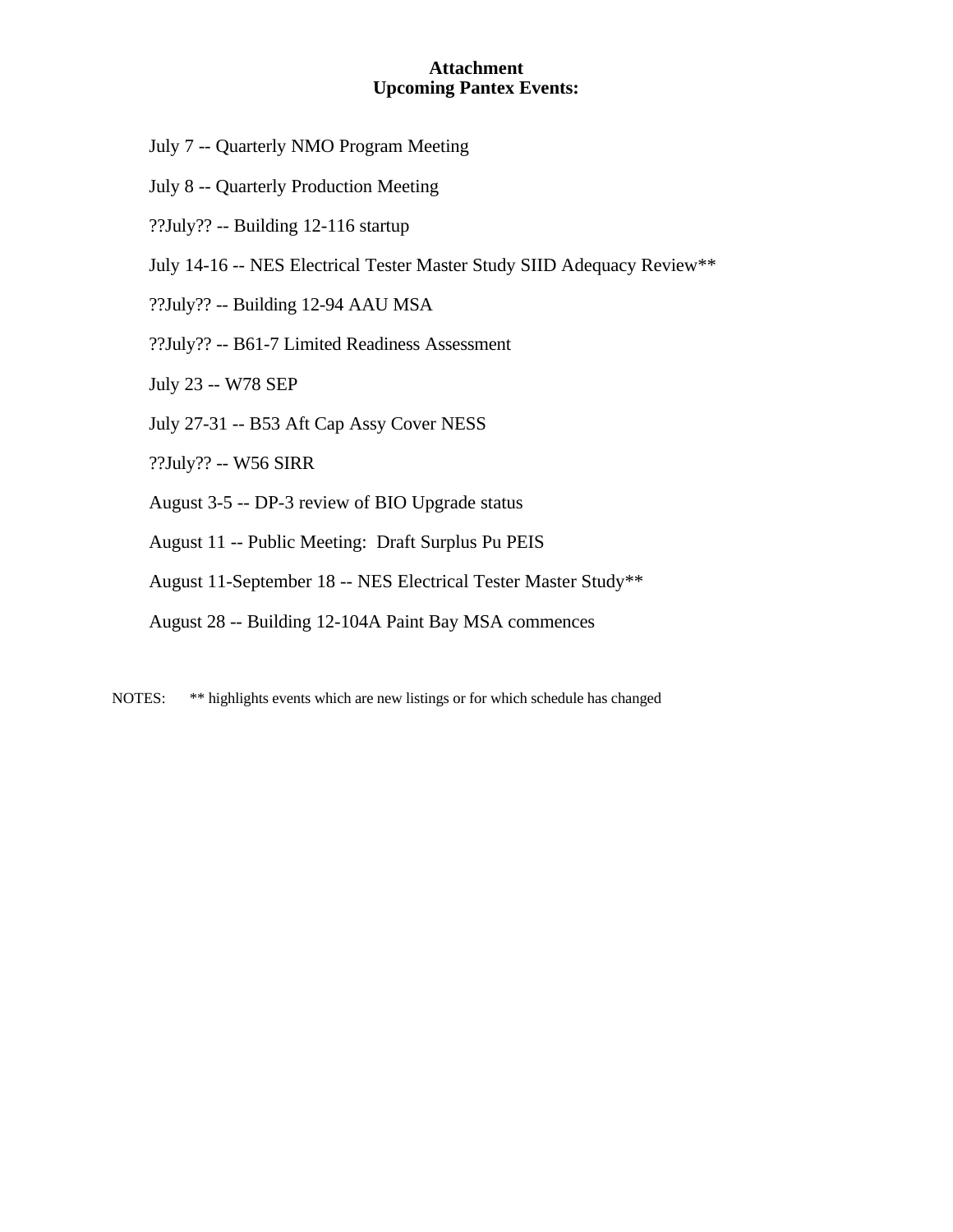**Attachment**
**Upcoming Pantex Events:**

July 7 -- Quarterly NMO Program Meeting

July 8 -- Quarterly Production Meeting

??July?? -- Building 12-116 startup

July 14-16 -- NES Electrical Tester Master Study SIID Adequacy Review**

??July?? -- Building 12-94 AAU MSA

??July?? -- B61-7 Limited Readiness Assessment

July 23 -- W78 SEP

July 27-31 -- B53 Aft Cap Assy Cover NESS

??July?? -- W56 SIRR

August 3-5 -- DP-3 review of BIO Upgrade status

August 11 -- Public Meeting: Draft Surplus Pu PEIS

August 11-September 18 -- NES Electrical Tester Master Study**

August 28 -- Building 12-104A Paint Bay MSA commences

NOTES: ** highlights events which are new listings or for which schedule has changed